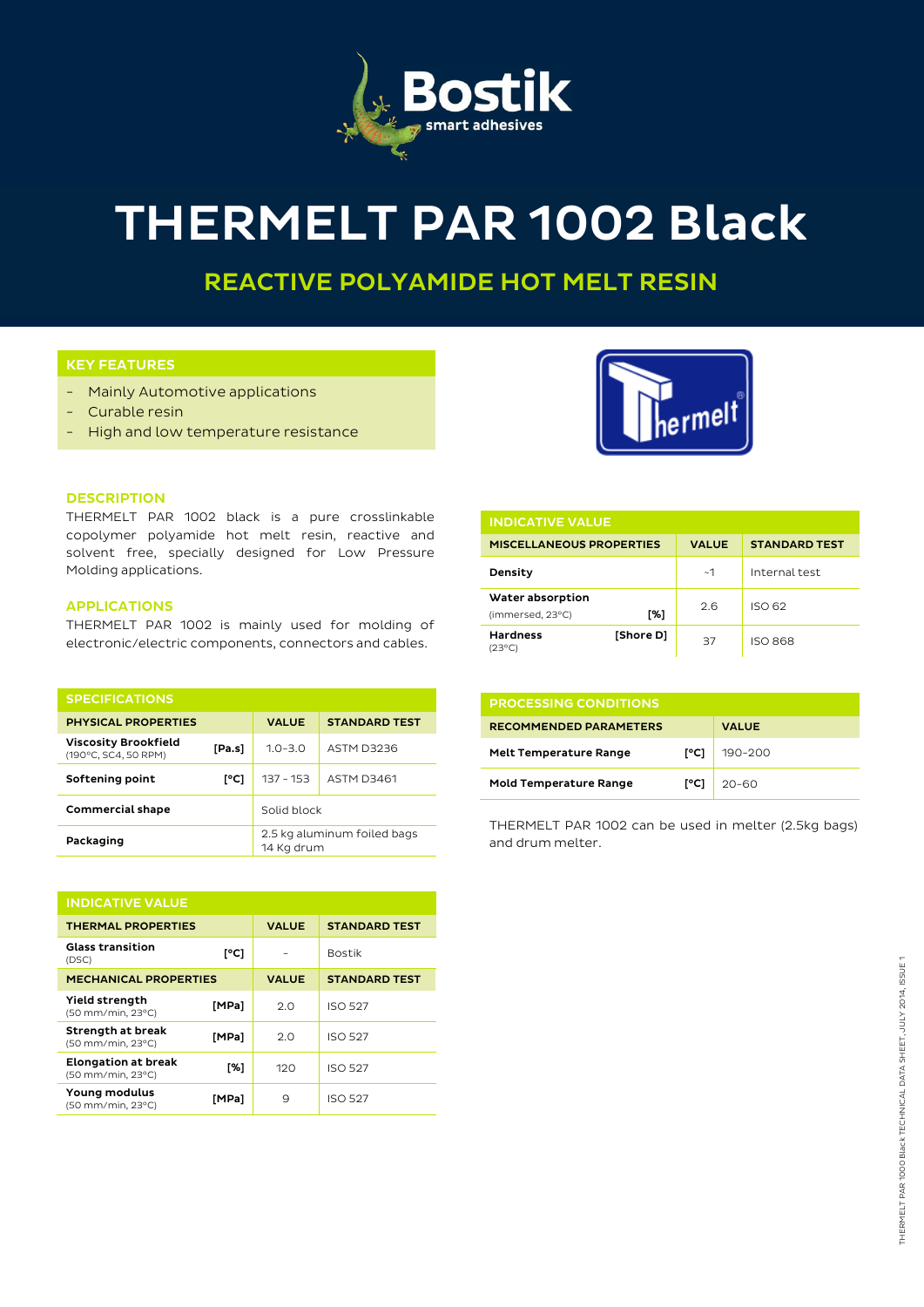# THERMELT PAR 1002 Black

## REACTIVE POLYAMIDE HOT MELT RESIN

### KEY FEATURES

- Mainly Automotive applications
- Curable resin
- High and low temperature resistance

### DESCRIPTION

THERMELT PAR 1002 black is a pure crosslinkable copolymer polyamide hot melt resin, reactive and solvent free, specially designed for Low Pressure Molding applications.

### APPLICATIONS

THERMELT PAR 1002 is mainly used for molding of electronic/electric components, connectors and cables.

### SPECIFICATIONS

| PHYSICAL PROPERTIES | | VALUE | STANDARD TEST |
|---|---|---|---|
| **Viscosity Brookfield** (190°C, SC4, 50 RPM) | [Pa.s] | 1.0-3.0 | ASTM D3236 |
| **Softening point** | [°C] | 137 - 153 | ASTM D3461 |
| **Commercial shape** | | Solid block | |
| **Packaging** | | 2.5 kg aluminum foiled bags<br>14 Kg drum | |

### INDICATIVE VALUE

| THERMAL PROPERTIES | | VALUE | STANDARD TEST |
|---|---|---|---|
| **Glass transition** (DSC) | [°C] | - | Bostik |
| **MECHANICAL PROPERTIES** | | **VALUE** | **STANDARD TEST** |
| **Yield strength** (50 mm/min, 23°C) | [MPa] | 2.0 | ISO 527 |
| **Strength at break** (50 mm/min, 23°C) | [MPa] | 2.0 | ISO 527 |
| **Elongation at break** (50 mm/min, 23°C) | [%] | 120 | ISO 527 |
| **Young modulus** (50 mm/min, 23°C) | [MPa] | 9 | ISO 527 |

### INDICATIVE VALUE

| MISCELLANEOUS PROPERTIES | | VALUE | STANDARD TEST |
|---|---|---|---|
| **Density** | | ~1 | Internal test |
| **Water absorption** (immersed, 23°C) | [%] | 2.6 | ISO 62 |
| **Hardness** (23°C) | [Shore D] | 37 | ISO 868 |

### PROCESSING CONDITIONS

| RECOMMENDED PARAMETERS | | VALUE |
|---|---|---|
| **Melt Temperature Range** | [°C] | 190-200 |
| **Mold Temperature Range** | [°C] | 20-60 |

THERMELT PAR 1002 can be used in melter (2.5kg bags) and drum melter.

THERMELT PAR 1000 Black TECHNICAL DATA SHEET, JULY 2014, ISSUE 1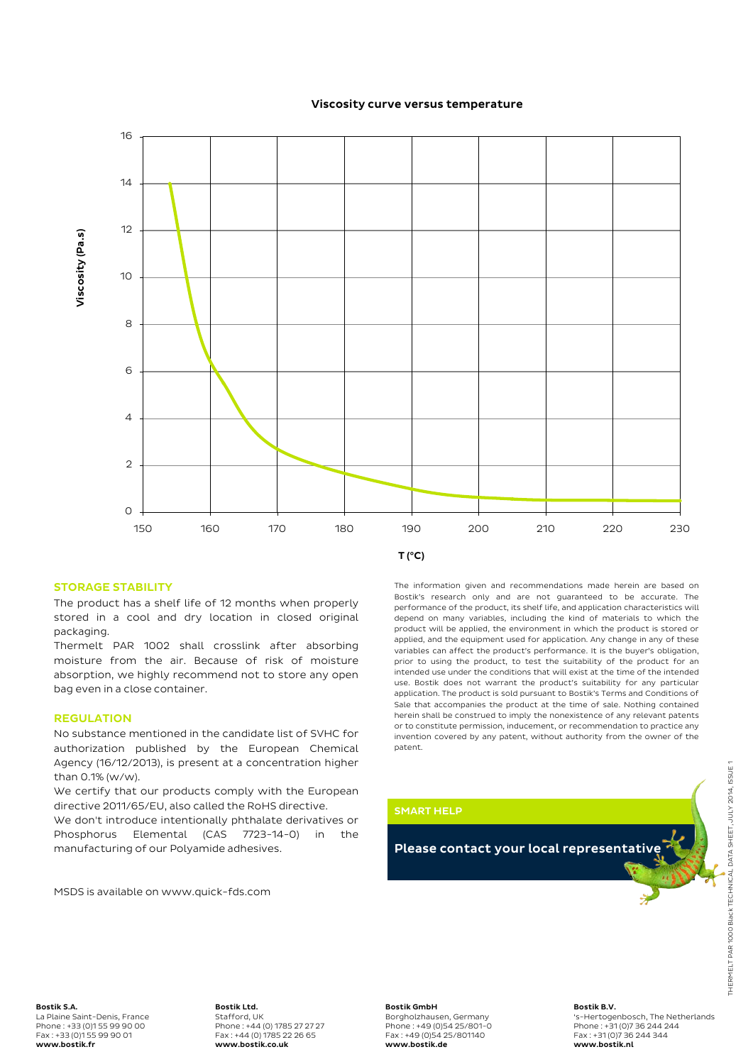**Viscosity curve versus temperature**

Viscosity (Pa.s)

16
14
12
10
8
6
4
2
0

150 160 170 180 190 200 210 220 230

T (°C)

## STORAGE STABILITY

The product has a shelf life of 12 months when properly stored in a cool and dry location in closed original packaging.

Thermelt PAR 1002 shall crosslink after absorbing moisture from the air. Because of risk of moisture absorption, we highly recommend not to store any open bag even in a close container.

## REGULATION

No substance mentioned in the candidate list of SVHC for authorization published by the European Chemical Agency (16/12/2013), is present at a concentration higher than 0.1% (w/w).

We certify that our products comply with the European directive 2011/65/EU, also called the RoHS directive.

We don't introduce intentionally phthalate derivatives or Phosphorus Elemental (CAS 7723-14-0) in the manufacturing of our Polyamide adhesives.

MSDS is available on www.quick-fds.com

The information given and recommendations made herein are based on Bostik's research only and are not guaranteed to be accurate. The performance of the product, its shelf life, and application characteristics will depend on many variables, including the kind of materials to which the product will be applied, the environment in which the product is stored or applied, and the equipment used for application. Any change in any of these variables can affect the product's performance. It is the buyer's obligation, prior to using the product, to test the suitability of the product for an intended use under the conditions that will exist at the time of the intended use. Bostik does not warrant the product's suitability for any particular application. The product is sold pursuant to Bostik's Terms and Conditions of Sale that accompanies the product at the time of sale. Nothing contained herein shall be construed to imply the nonexistence of any relevant patents or to constitute permission, inducement, or recommendation to practice any invention covered by any patent, without authority from the owner of the patent.

**SMART HELP**

**Please contact your local representative**

THERMELT PAR 1000 Black TECHNICAL DATA SHEET, JULY 2014, ISSUE 1

**Bostik S.A.**
La Plaine Saint-Denis, France
Phone : +33 (0)1 55 99 90 00
Fax : +33 (0)1 55 99 90 01
**www.bostik.fr**

**Bostik Ltd.**
Stafford, UK
Phone : +44 (0) 1785 27 27 27
Fax : +44 (0) 1785 22 26 65
**www.bostik.co.uk**

**Bostik GmbH**
Borgholzhausen, Germany
Phone : +49 (0)54 25/801-0
Fax : +49 (0)54 25/801140
**www.bostik.de**

**Bostik B.V.**
's-Hertogenbosch, The Netherlands
Phone : +31 (0)7 36 244 244
Fax : +31 (0)7 36 244 344
**www.bostik.nl**